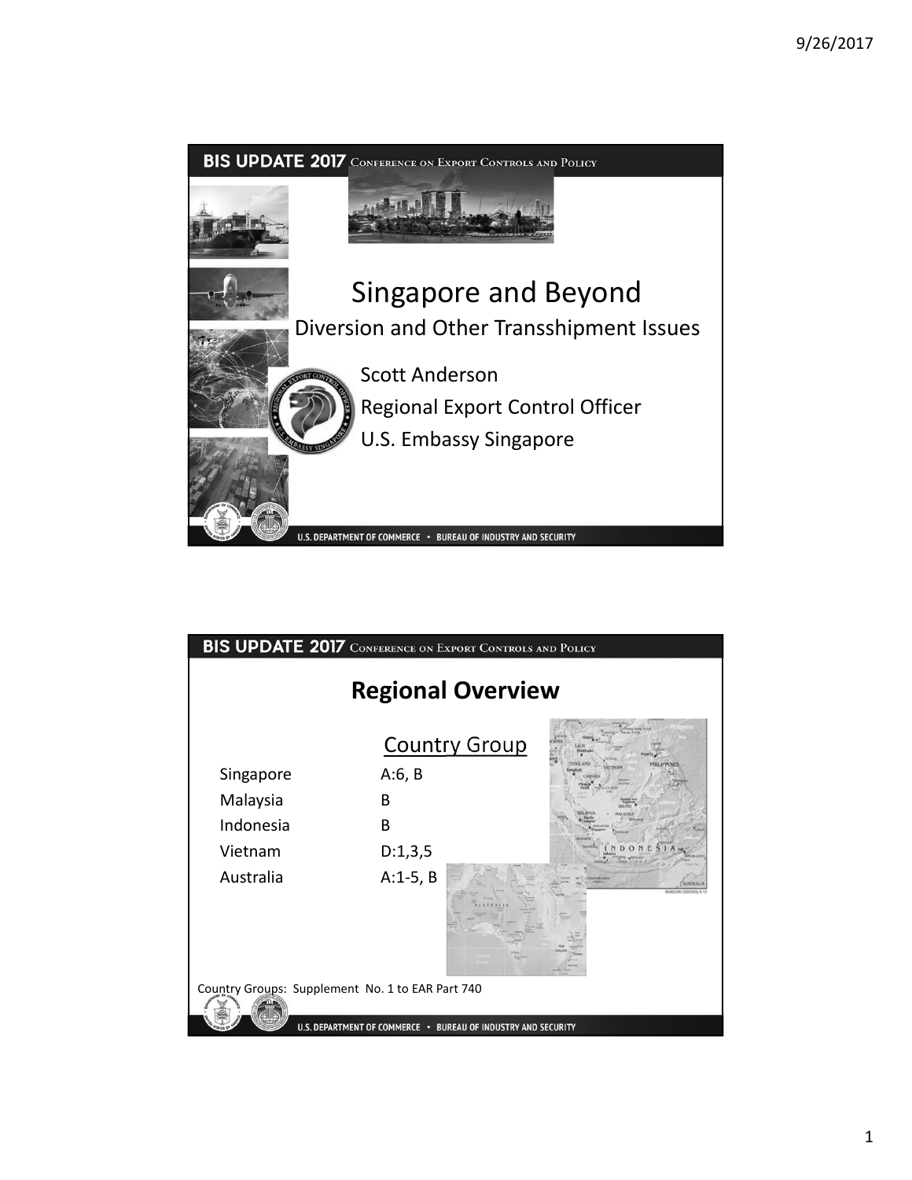# Singapore and Beyond

## Diversion and Other Transshipment Issues

Scott Anderson
Regional Export Control Officer
U.S. Embassy Singapore

## Regional Overview

| | Country Group |
|---|---|
| Singapore | A:6, B |
| Malaysia | B |
| Indonesia | B |
| Vietnam | D:1,3,5 |
| Australia | A:1-5, B |

Country Groups: Supplement No. 1 to EAR Part 740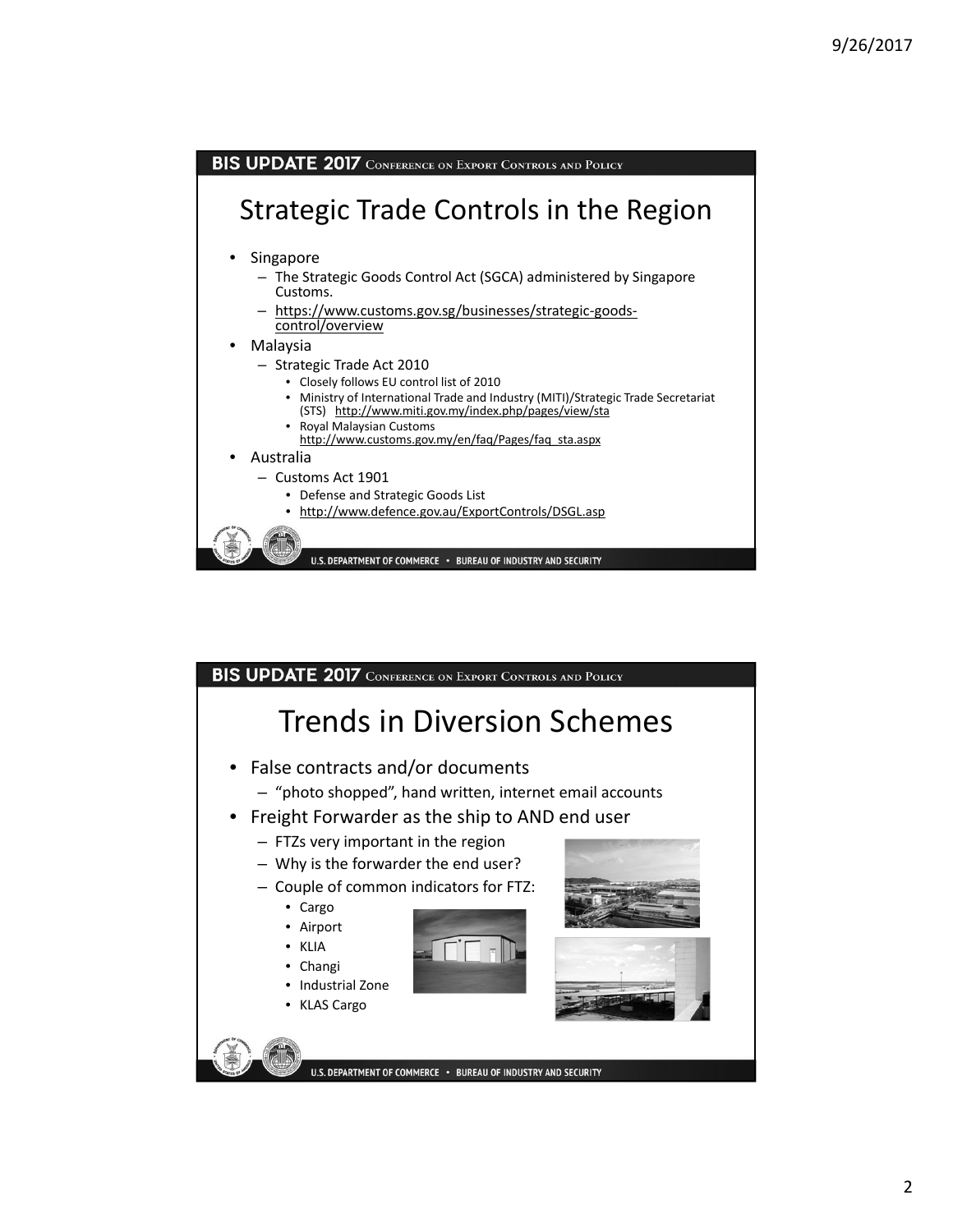## Strategic Trade Controls in the Region

- Singapore
  - The Strategic Goods Control Act (SGCA) administered by Singapore Customs.
  - https://www.customs.gov.sg/businesses/strategic-goods-control/overview
- Malaysia
  - Strategic Trade Act 2010
    - Closely follows EU control list of 2010
    - Ministry of International Trade and Industry (MITI)/Strategic Trade Secretariat (STS) http://www.miti.gov.my/index.php/pages/view/sta
    - Royal Malaysian Customs http://www.customs.gov.my/en/faq/Pages/faq_sta.aspx
- Australia
  - Customs Act 1901
    - Defense and Strategic Goods List
    - http://www.defence.gov.au/ExportControls/DSGL.asp

## Trends in Diversion Schemes

- False contracts and/or documents
  - "photo shopped", hand written, internet email accounts
- Freight Forwarder as the ship to AND end user
  - FTZs very important in the region
  - Why is the forwarder the end user?
  - Couple of common indicators for FTZ:
    - Cargo
    - Airport
    - KLIA
    - Changi
    - Industrial Zone
    - KLAS Cargo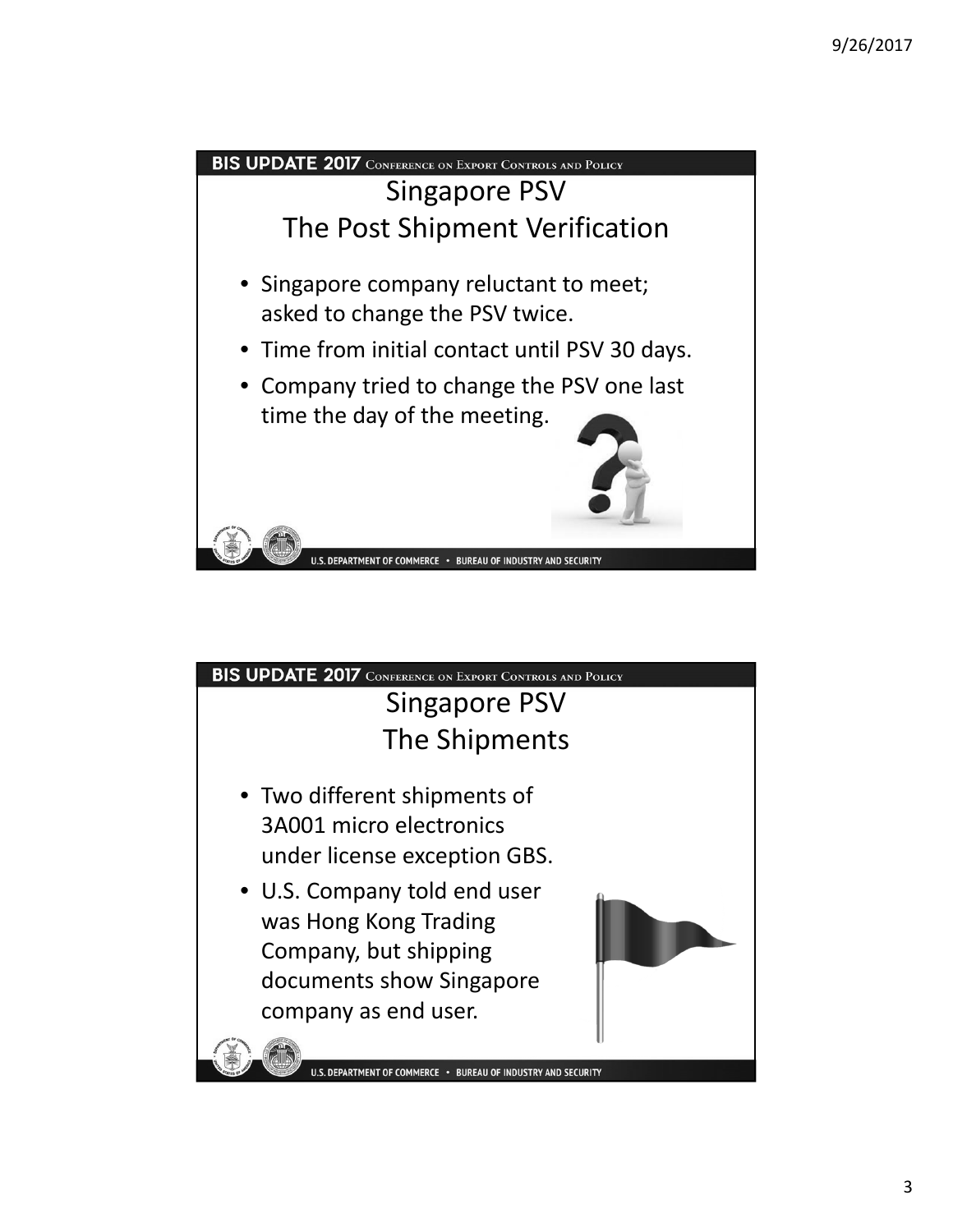## Singapore PSV The Post Shipment Verification

- Singapore company reluctant to meet; asked to change the PSV twice.
- Time from initial contact until PSV 30 days.
- Company tried to change the PSV one last time the day of the meeting.

## Singapore PSV The Shipments

- Two different shipments of 3A001 micro electronics under license exception GBS.
- U.S. Company told end user was Hong Kong Trading Company, but shipping documents show Singapore company as end user.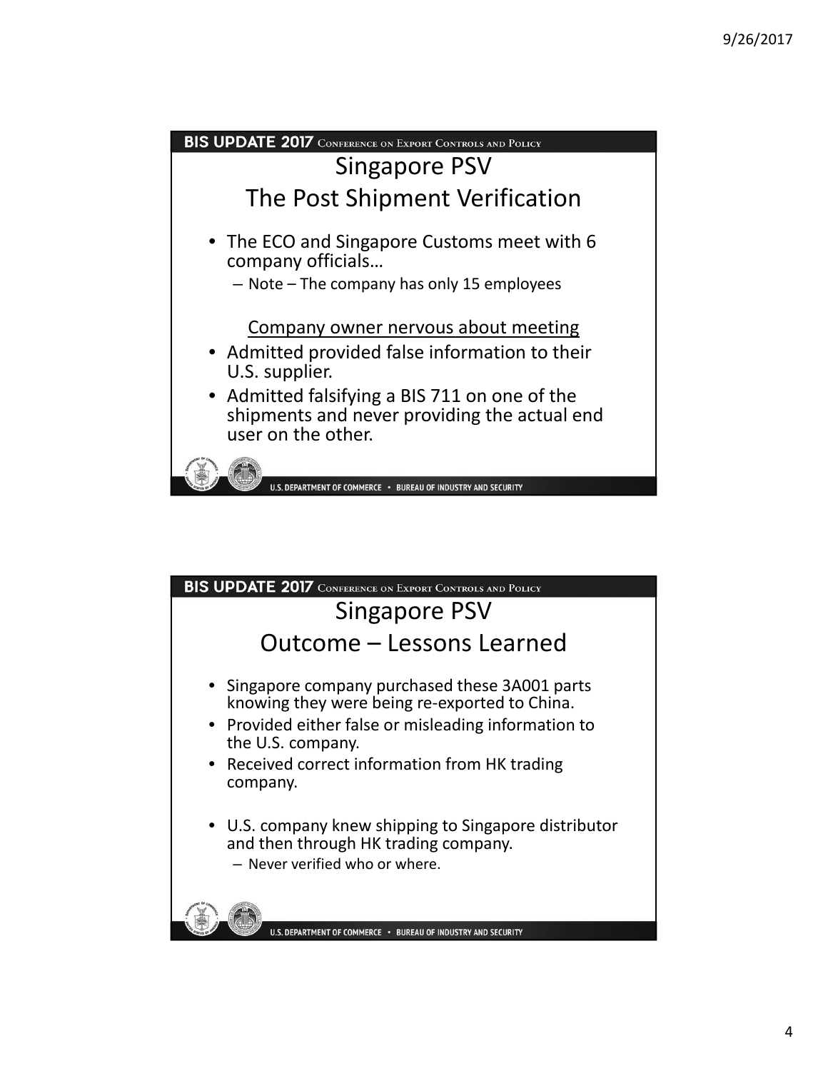## Singapore PSV
## The Post Shipment Verification

- The ECO and Singapore Customs meet with 6 company officials…
  - Note – The company has only 15 employees

<u>Company owner nervous about meeting</u>

- Admitted provided false information to their U.S. supplier.
- Admitted falsifying a BIS 711 on one of the shipments and never providing the actual end user on the other.

## Singapore PSV
## Outcome – Lessons Learned

- Singapore company purchased these 3A001 parts knowing they were being re-exported to China.
- Provided either false or misleading information to the U.S. company.
- Received correct information from HK trading company.

- U.S. company knew shipping to Singapore distributor and then through HK trading company.
  - Never verified who or where.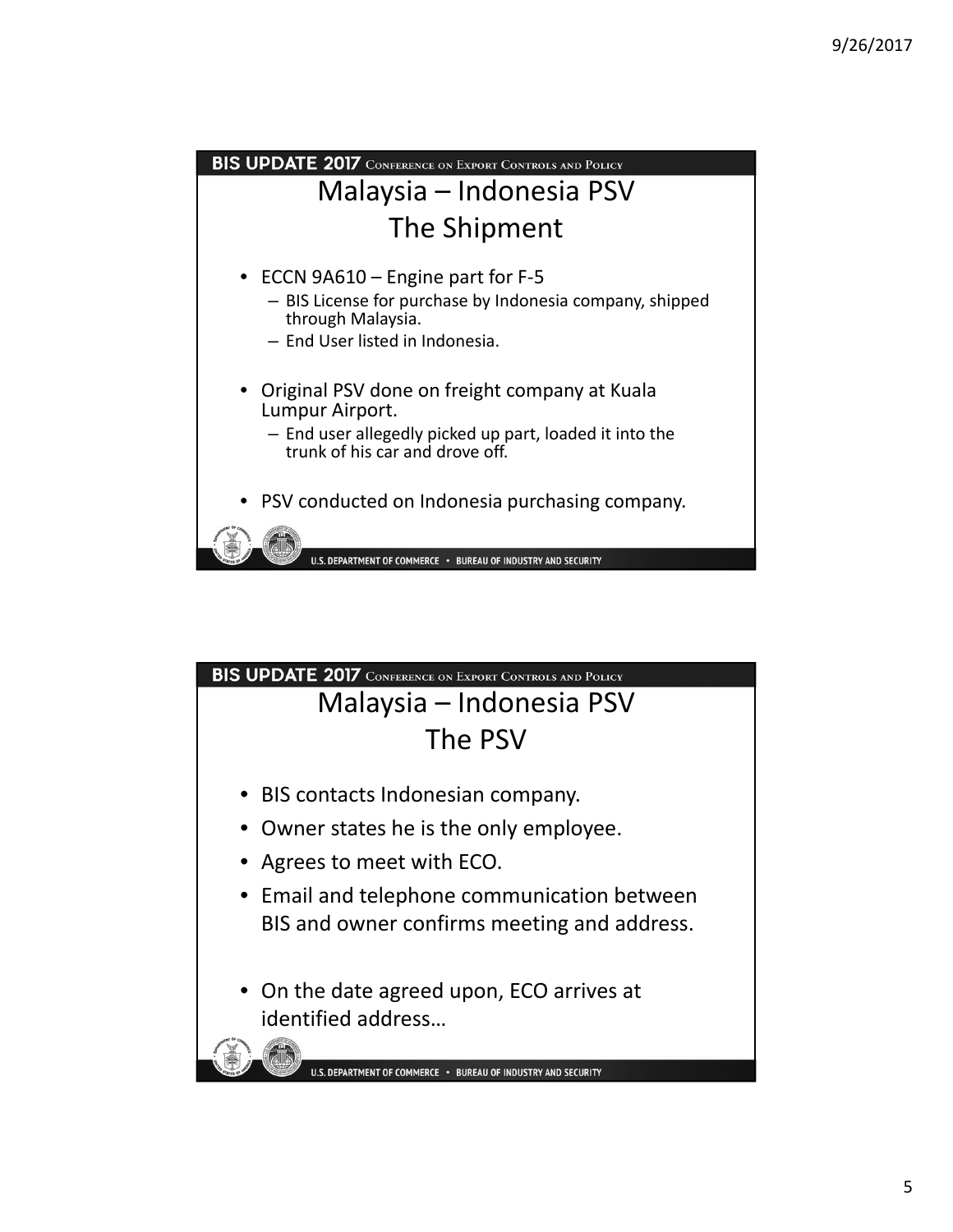## Malaysia – Indonesia PSV
## The Shipment

- ECCN 9A610 – Engine part for F-5
  - BIS License for purchase by Indonesia company, shipped through Malaysia.
  - End User listed in Indonesia.
- Original PSV done on freight company at Kuala Lumpur Airport.
  - End user allegedly picked up part, loaded it into the trunk of his car and drove off.
- PSV conducted on Indonesia purchasing company.

## Malaysia – Indonesia PSV
## The PSV

- BIS contacts Indonesian company.
- Owner states he is the only employee.
- Agrees to meet with ECO.
- Email and telephone communication between BIS and owner confirms meeting and address.
- On the date agreed upon, ECO arrives at identified address…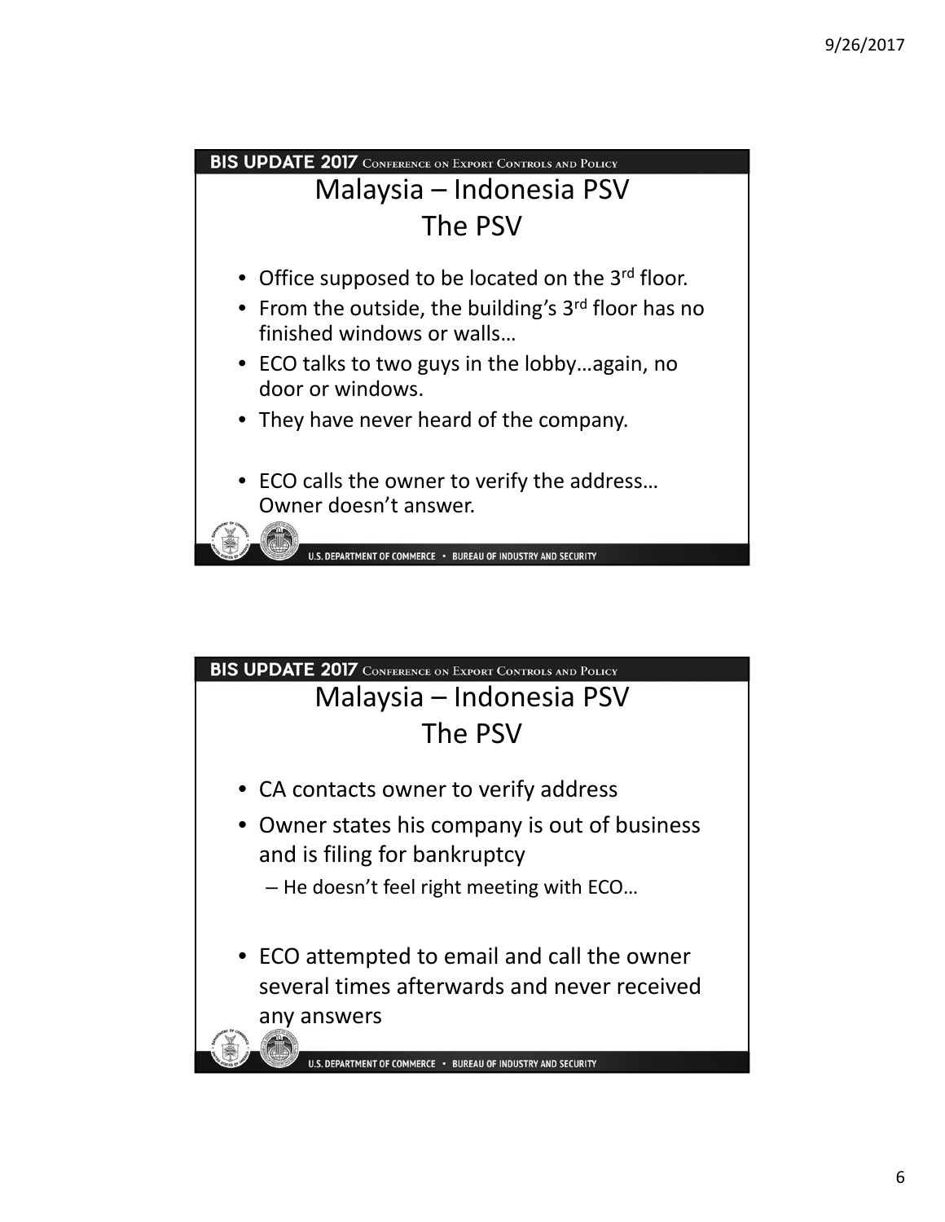## Malaysia – Indonesia PSV
## The PSV

- Office supposed to be located on the 3rd floor.
- From the outside, the building's 3rd floor has no finished windows or walls…
- ECO talks to two guys in the lobby…again, no door or windows.
- They have never heard of the company.
- ECO calls the owner to verify the address… Owner doesn't answer.

## Malaysia – Indonesia PSV
## The PSV

- CA contacts owner to verify address
- Owner states his company is out of business and is filing for bankruptcy
  - He doesn't feel right meeting with ECO…
- ECO attempted to email and call the owner several times afterwards and never received any answers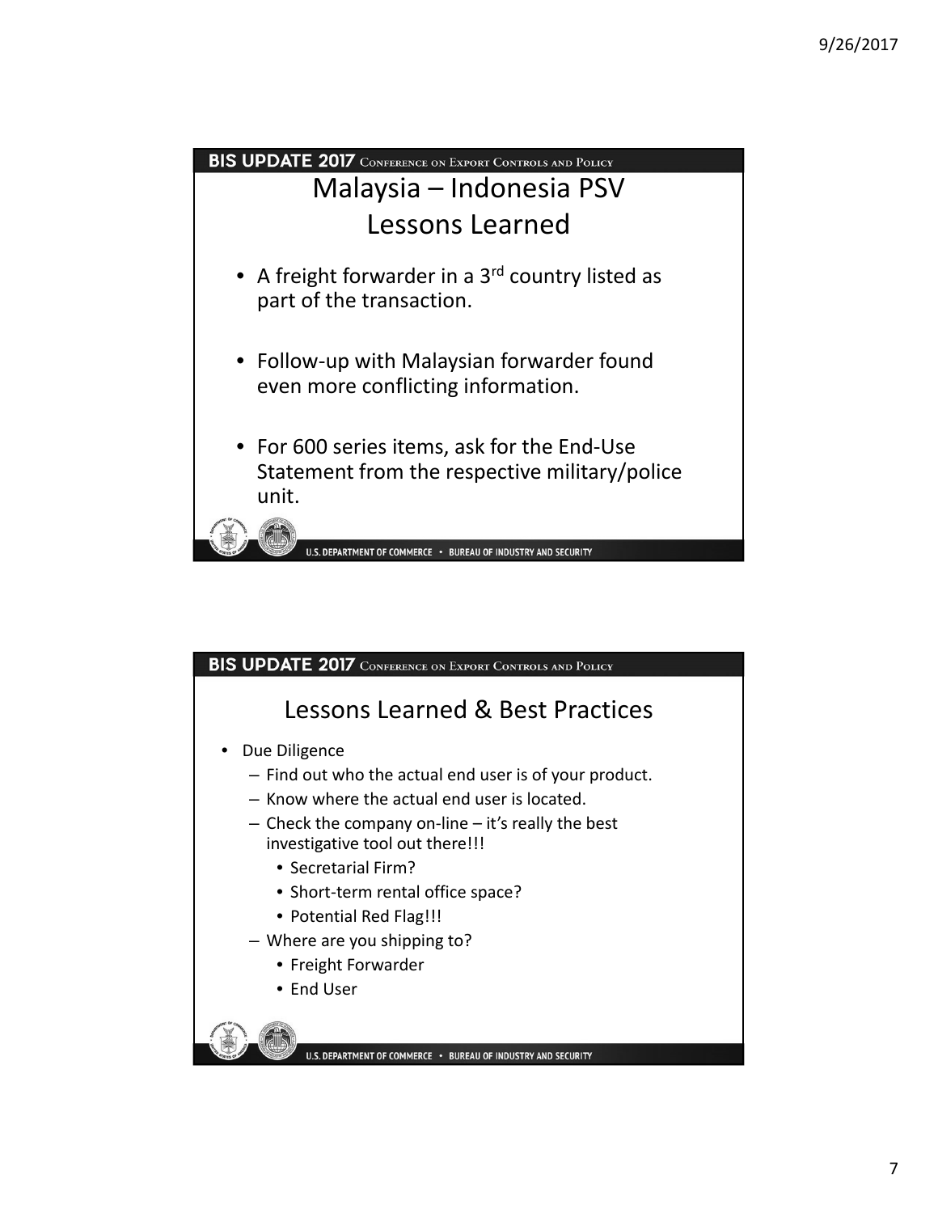## Malaysia – Indonesia PSV Lessons Learned

- A freight forwarder in a 3rd country listed as part of the transaction.
- Follow-up with Malaysian forwarder found even more conflicting information.
- For 600 series items, ask for the End-Use Statement from the respective military/police unit.

## Lessons Learned & Best Practices

- Due Diligence
  - Find out who the actual end user is of your product.
  - Know where the actual end user is located.
  - Check the company on-line – it's really the best investigative tool out there!!!
    - Secretarial Firm?
    - Short-term rental office space?
    - Potential Red Flag!!!
  - Where are you shipping to?
    - Freight Forwarder
    - End User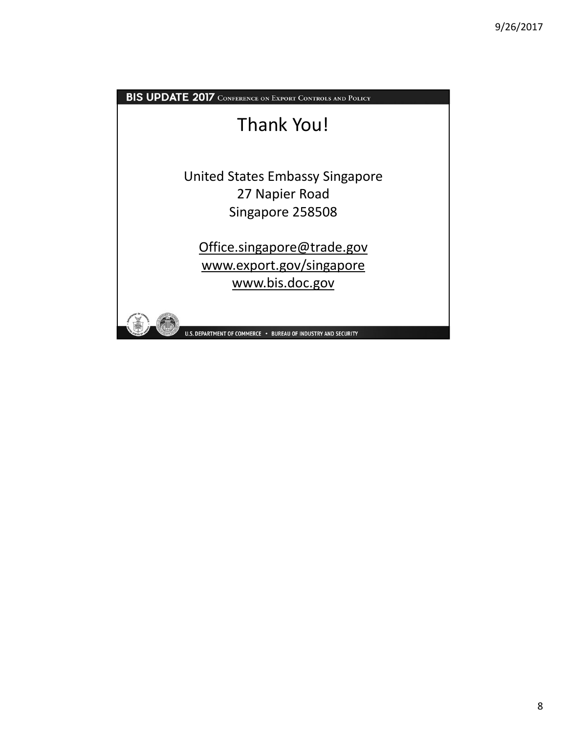BIS UPDATE 2017 Conference on Export Controls and Policy

# Thank You!

United States Embassy Singapore
27 Napier Road
Singapore 258508

Office.singapore@trade.gov
www.export.gov/singapore
www.bis.doc.gov

U.S. DEPARTMENT OF COMMERCE • BUREAU OF INDUSTRY AND SECURITY